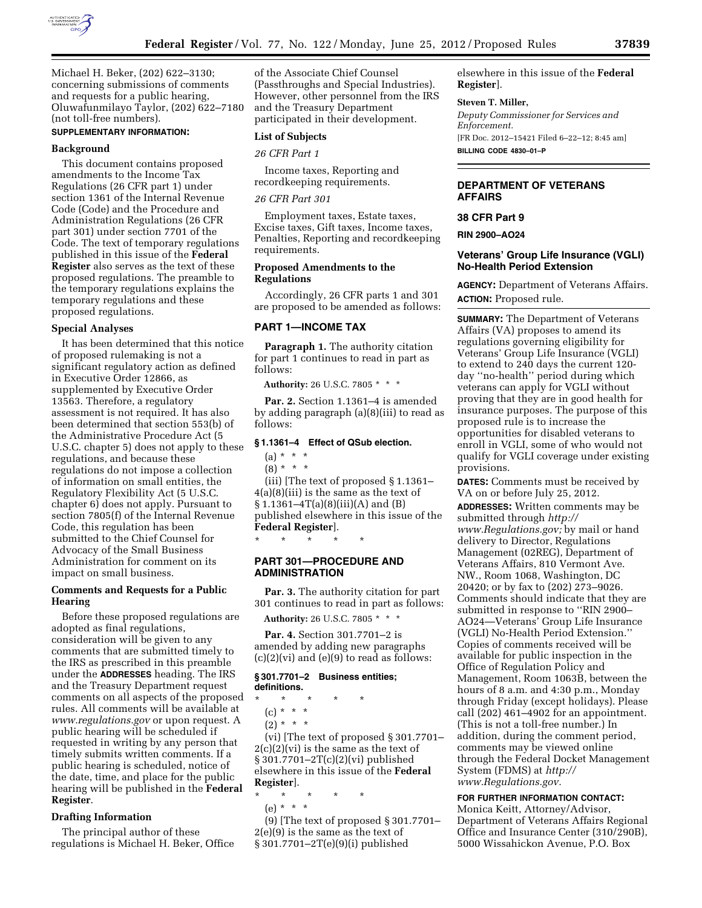Michael H. Beker, (202) 622–3130; concerning submissions of comments and requests for a public hearing, Oluwafunmilayo Taylor, (202) 622–7180 (not toll-free numbers).

**SUPPLEMENTARY INFORMATION:**

**Background**

This document contains proposed amendments to the Income Tax Regulations (26 CFR part 1) under section 1361 of the Internal Revenue Code (Code) and the Procedure and Administration Regulations (26 CFR part 301) under section 7701 of the Code. The text of temporary regulations published in this issue of the **Federal Register** also serves as the text of these proposed regulations. The preamble to the temporary regulations explains the temporary regulations and these proposed regulations.

**Special Analyses**

It has been determined that this notice of proposed rulemaking is not a significant regulatory action as defined in Executive Order 12866, as supplemented by Executive Order 13563. Therefore, a regulatory assessment is not required. It has also been determined that section 553(b) of the Administrative Procedure Act (5 U.S.C. chapter 5) does not apply to these regulations, and because these regulations do not impose a collection of information on small entities, the Regulatory Flexibility Act (5 U.S.C. chapter 6) does not apply. Pursuant to section 7805(f) of the Internal Revenue Code, this regulation has been submitted to the Chief Counsel for Advocacy of the Small Business Administration for comment on its impact on small business.

**Comments and Requests for a Public Hearing**

Before these proposed regulations are adopted as final regulations, consideration will be given to any comments that are submitted timely to the IRS as prescribed in this preamble under the **ADDRESSES** heading. The IRS and the Treasury Department request comments on all aspects of the proposed rules. All comments will be available at *www.regulations.gov* or upon request. A public hearing will be scheduled if requested in writing by any person that timely submits written comments. If a public hearing is scheduled, notice of the date, time, and place for the public hearing will be published in the **Federal Register**.

**Drafting Information**

The principal author of these regulations is Michael H. Beker, Office of the Associate Chief Counsel (Passthroughs and Special Industries). However, other personnel from the IRS and the Treasury Department participated in their development.

**List of Subjects**

*26 CFR Part 1*

Income taxes, Reporting and recordkeeping requirements.

*26 CFR Part 301*

Employment taxes, Estate taxes, Excise taxes, Gift taxes, Income taxes, Penalties, Reporting and recordkeeping requirements.

**Proposed Amendments to the Regulations**

Accordingly, 26 CFR parts 1 and 301 are proposed to be amended as follows:

## PART 1—INCOME TAX

**Paragraph 1.** The authority citation for part 1 continues to read in part as follows:

**Authority:** 26 U.S.C. 7805 * * *

**Par. 2.** Section 1.1361–4 is amended by adding paragraph (a)(8)(iii) to read as follows:

**§ 1.1361–4 Effect of QSub election.**

(a) * * *

(8) * * *

(iii) [The text of proposed § 1.1361–4(a)(8)(iii) is the same as the text of § 1.1361–4T(a)(8)(iii)(A) and (B) published elsewhere in this issue of the **Federal Register**].

\* \* \* \* \*

## PART 301—PROCEDURE AND ADMINISTRATION

**Par. 3.** The authority citation for part 301 continues to read in part as follows:

**Authority:** 26 U.S.C. 7805 * * *

**Par. 4.** Section 301.7701–2 is amended by adding new paragraphs (c)(2)(vi) and (e)(9) to read as follows:

**§ 301.7701–2 Business entities; definitions.**

\* \* \* \* \*

(c) * * *

(2) * * *

(vi) [The text of proposed § 301.7701–2(c)(2)(vi) is the same as the text of § 301.7701–2T(c)(2)(vi) published elsewhere in this issue of the **Federal Register**].

\* \* \* \* \*

(e) * * *

(9) [The text of proposed § 301.7701–2(e)(9) is the same as the text of § 301.7701–2T(e)(9)(i) published elsewhere in this issue of the **Federal Register**].

**Steven T. Miller,**

*Deputy Commissioner for Services and Enforcement.*

[FR Doc. 2012–15421 Filed 6–22–12; 8:45 am]

**BILLING CODE 4830–01–P**

---

## DEPARTMENT OF VETERANS AFFAIRS

## 38 CFR Part 9

**RIN 2900–AO24**

## Veterans' Group Life Insurance (VGLI) No-Health Period Extension

**AGENCY:** Department of Veterans Affairs.

**ACTION:** Proposed rule.

**SUMMARY:** The Department of Veterans Affairs (VA) proposes to amend its regulations governing eligibility for Veterans' Group Life Insurance (VGLI) to extend to 240 days the current 120-day ''no-health'' period during which veterans can apply for VGLI without proving that they are in good health for insurance purposes. The purpose of this proposed rule is to increase the opportunities for disabled veterans to enroll in VGLI, some of who would not qualify for VGLI coverage under existing provisions.

**DATES:** Comments must be received by VA on or before July 25, 2012.

**ADDRESSES:** Written comments may be submitted through *http://www.Regulations.gov;* by mail or hand delivery to Director, Regulations Management (02REG), Department of Veterans Affairs, 810 Vermont Ave. NW., Room 1068, Washington, DC 20420; or by fax to (202) 273–9026. Comments should indicate that they are submitted in response to ''RIN 2900–AO24—Veterans' Group Life Insurance (VGLI) No-Health Period Extension.'' Copies of comments received will be available for public inspection in the Office of Regulation Policy and Management, Room 1063B, between the hours of 8 a.m. and 4:30 p.m., Monday through Friday (except holidays). Please call (202) 461–4902 for an appointment. (This is not a toll-free number.) In addition, during the comment period, comments may be viewed online through the Federal Docket Management System (FDMS) at *http://www.Regulations.gov.*

**FOR FURTHER INFORMATION CONTACT:** Monica Keitt, Attorney/Advisor, Department of Veterans Affairs Regional Office and Insurance Center (310/290B), 5000 Wissahickon Avenue, P.O. Box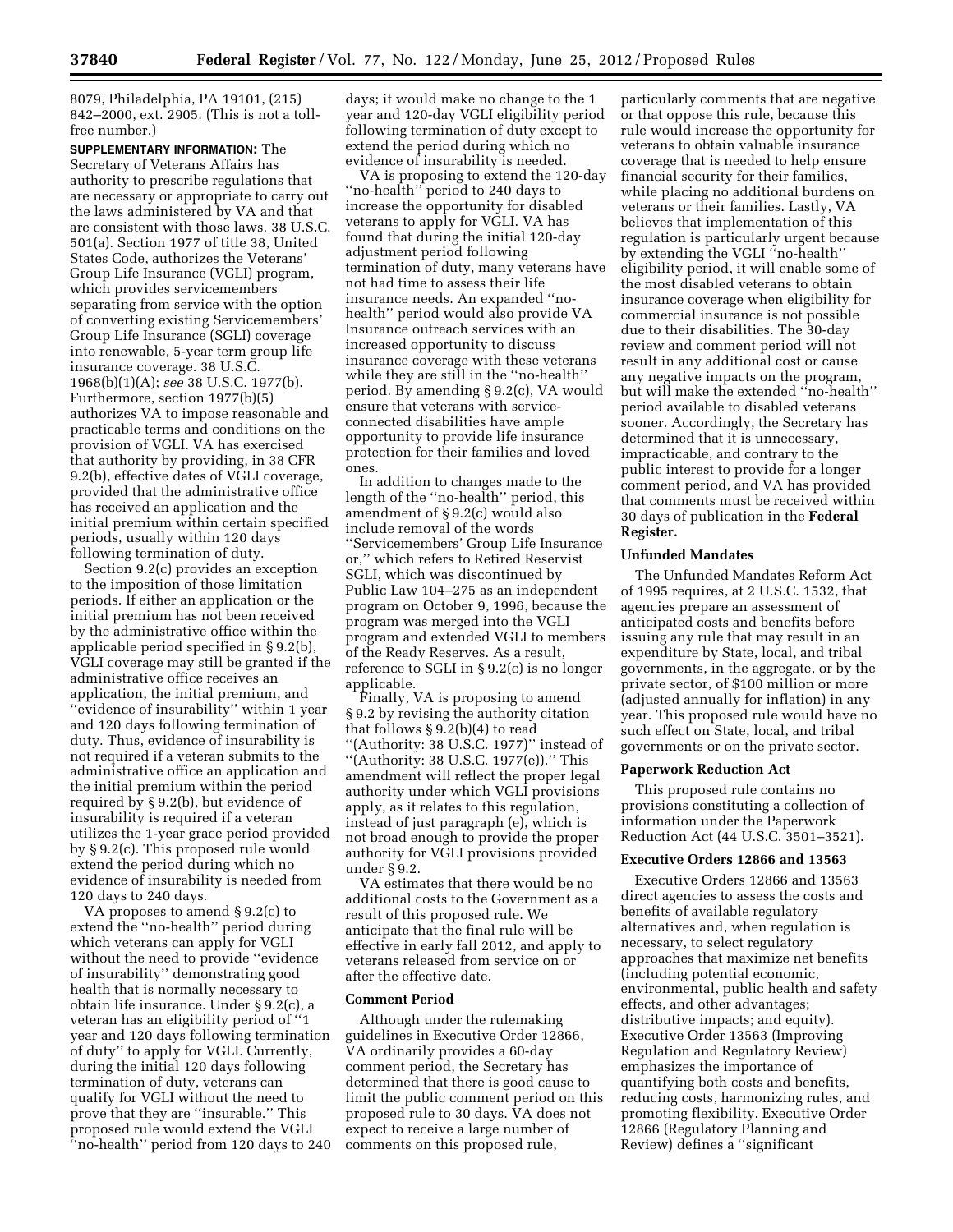8079, Philadelphia, PA 19101, (215) 842–2000, ext. 2905. (This is not a toll-free number.)

**SUPPLEMENTARY INFORMATION:** The Secretary of Veterans Affairs has authority to prescribe regulations that are necessary or appropriate to carry out the laws administered by VA and that are consistent with those laws. 38 U.S.C. 501(a). Section 1977 of title 38, United States Code, authorizes the Veterans' Group Life Insurance (VGLI) program, which provides servicemembers separating from service with the option of converting existing Servicemembers' Group Life Insurance (SGLI) coverage into renewable, 5-year term group life insurance coverage. 38 U.S.C. 1968(b)(1)(A); *see* 38 U.S.C. 1977(b). Furthermore, section 1977(b)(5) authorizes VA to impose reasonable and practicable terms and conditions on the provision of VGLI. VA has exercised that authority by providing, in 38 CFR 9.2(b), effective dates of VGLI coverage, provided that the administrative office has received an application and the initial premium within certain specified periods, usually within 120 days following termination of duty.

Section 9.2(c) provides an exception to the imposition of those limitation periods. If either an application or the initial premium has not been received by the administrative office within the applicable period specified in § 9.2(b), VGLI coverage may still be granted if the administrative office receives an application, the initial premium, and "evidence of insurability" within 1 year and 120 days following termination of duty. Thus, evidence of insurability is not required if a veteran submits to the administrative office an application and the initial premium within the period required by § 9.2(b), but evidence of insurability is required if a veteran utilizes the 1-year grace period provided by § 9.2(c). This proposed rule would extend the period during which no evidence of insurability is needed from 120 days to 240 days.

VA proposes to amend § 9.2(c) to extend the "no-health" period during which veterans can apply for VGLI without the need to provide "evidence of insurability" demonstrating good health that is normally necessary to obtain life insurance. Under § 9.2(c), a veteran has an eligibility period of "1 year and 120 days following termination of duty" to apply for VGLI. Currently, during the initial 120 days following termination of duty, veterans can qualify for VGLI without the need to prove that they are "insurable." This proposed rule would extend the VGLI "no-health" period from 120 days to 240 days; it would make no change to the 1 year and 120-day VGLI eligibility period following termination of duty except to extend the period during which no evidence of insurability is needed.

VA is proposing to extend the 120-day "no-health" period to 240 days to increase the opportunity for disabled veterans to apply for VGLI. VA has found that during the initial 120-day adjustment period following termination of duty, many veterans have not had time to assess their life insurance needs. An expanded "no-health" period would also provide VA Insurance outreach services with an increased opportunity to discuss insurance coverage with these veterans while they are still in the "no-health" period. By amending § 9.2(c), VA would ensure that veterans with service-connected disabilities have ample opportunity to provide life insurance protection for their families and loved ones.

In addition to changes made to the length of the "no-health" period, this amendment of § 9.2(c) would also include removal of the words "Servicemembers' Group Life Insurance or," which refers to Retired Reservist SGLI, which was discontinued by Public Law 104–275 as an independent program on October 9, 1996, because the program was merged into the VGLI program and extended VGLI to members of the Ready Reserves. As a result, reference to SGLI in § 9.2(c) is no longer applicable.

Finally, VA is proposing to amend § 9.2 by revising the authority citation that follows § 9.2(b)(4) to read "(Authority: 38 U.S.C. 1977)" instead of "(Authority: 38 U.S.C. 1977(e))." This amendment will reflect the proper legal authority under which VGLI provisions apply, as it relates to this regulation, instead of just paragraph (e), which is not broad enough to provide the proper authority for VGLI provisions provided under § 9.2.

VA estimates that there would be no additional costs to the Government as a result of this proposed rule. We anticipate that the final rule will be effective in early fall 2012, and apply to veterans released from service on or after the effective date.

## Comment Period

Although under the rulemaking guidelines in Executive Order 12866, VA ordinarily provides a 60-day comment period, the Secretary has determined that there is good cause to limit the public comment period on this proposed rule to 30 days. VA does not expect to receive a large number of comments on this proposed rule, particularly comments that are negative or that oppose this rule, because this rule would increase the opportunity for veterans to obtain valuable insurance coverage that is needed to help ensure financial security for their families, while placing no additional burdens on veterans or their families. Lastly, VA believes that implementation of this regulation is particularly urgent because by extending the VGLI "no-health" eligibility period, it will enable some of the most disabled veterans to obtain insurance coverage when eligibility for commercial insurance is not possible due to their disabilities. The 30-day review and comment period will not result in any additional cost or cause any negative impacts on the program, but will make the extended "no-health" period available to disabled veterans sooner. Accordingly, the Secretary has determined that it is unnecessary, impracticable, and contrary to the public interest to provide for a longer comment period, and VA has provided that comments must be received within 30 days of publication in the **Federal Register.**

## Unfunded Mandates

The Unfunded Mandates Reform Act of 1995 requires, at 2 U.S.C. 1532, that agencies prepare an assessment of anticipated costs and benefits before issuing any rule that may result in an expenditure by State, local, and tribal governments, in the aggregate, or by the private sector, of $100 million or more (adjusted annually for inflation) in any year. This proposed rule would have no such effect on State, local, and tribal governments or on the private sector.

## Paperwork Reduction Act

This proposed rule contains no provisions constituting a collection of information under the Paperwork Reduction Act (44 U.S.C. 3501–3521).

## Executive Orders 12866 and 13563

Executive Orders 12866 and 13563 direct agencies to assess the costs and benefits of available regulatory alternatives and, when regulation is necessary, to select regulatory approaches that maximize net benefits (including potential economic, environmental, public health and safety effects, and other advantages; distributive impacts; and equity). Executive Order 13563 (Improving Regulation and Regulatory Review) emphasizes the importance of quantifying both costs and benefits, reducing costs, harmonizing rules, and promoting flexibility. Executive Order 12866 (Regulatory Planning and Review) defines a "significant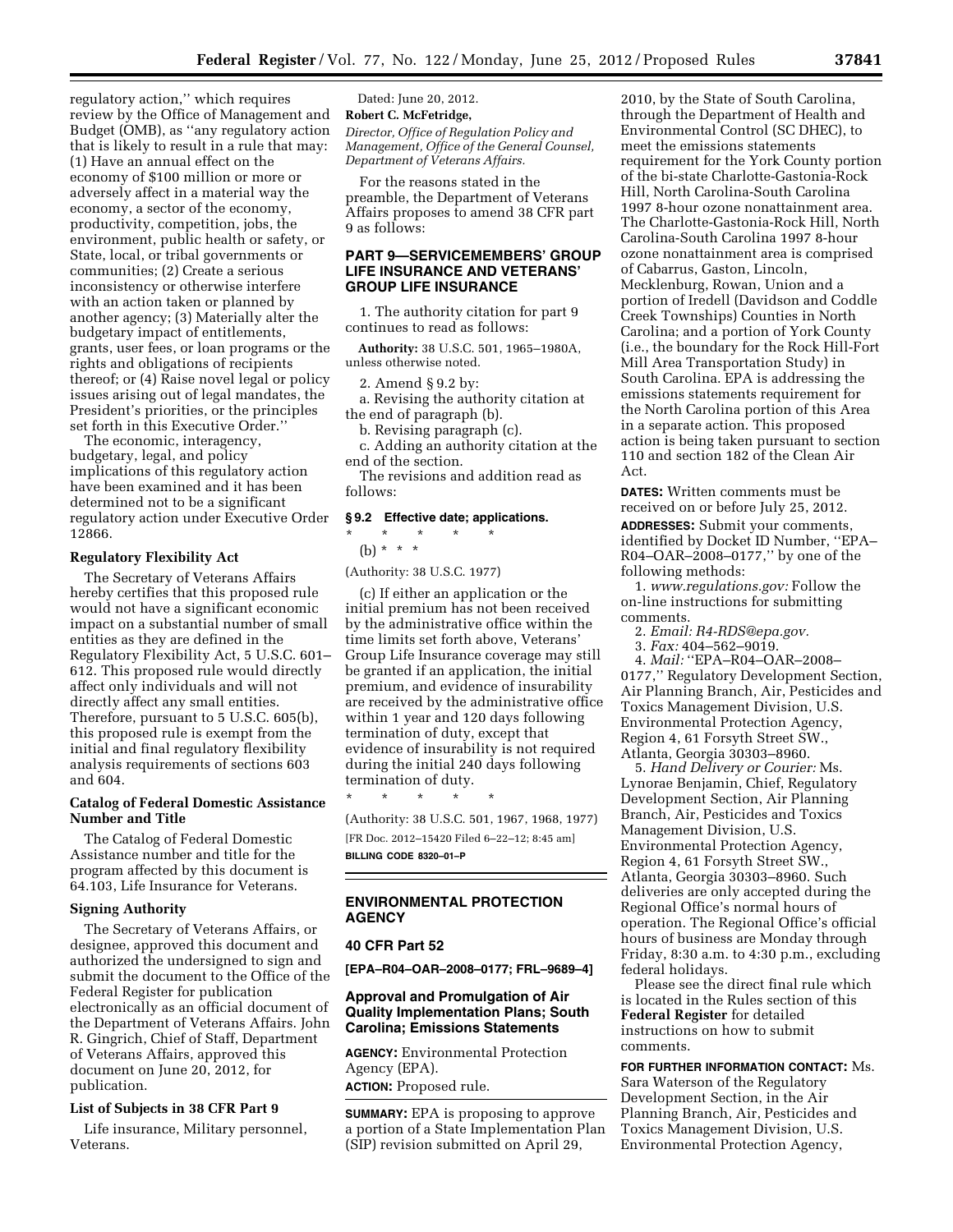regulatory action,'' which requires review by the Office of Management and Budget (OMB), as ''any regulatory action that is likely to result in a rule that may: (1) Have an annual effect on the economy of $100 million or more or adversely affect in a material way the economy, a sector of the economy, productivity, competition, jobs, the environment, public health or safety, or State, local, or tribal governments or communities; (2) Create a serious inconsistency or otherwise interfere with an action taken or planned by another agency; (3) Materially alter the budgetary impact of entitlements, grants, user fees, or loan programs or the rights and obligations of recipients thereof; or (4) Raise novel legal or policy issues arising out of legal mandates, the President's priorities, or the principles set forth in this Executive Order.''

The economic, interagency, budgetary, legal, and policy implications of this regulatory action have been examined and it has been determined not to be a significant regulatory action under Executive Order 12866.

### Regulatory Flexibility Act

The Secretary of Veterans Affairs hereby certifies that this proposed rule would not have a significant economic impact on a substantial number of small entities as they are defined in the Regulatory Flexibility Act, 5 U.S.C. 601–612. This proposed rule would directly affect only individuals and will not directly affect any small entities. Therefore, pursuant to 5 U.S.C. 605(b), this proposed rule is exempt from the initial and final regulatory flexibility analysis requirements of sections 603 and 604.

### Catalog of Federal Domestic Assistance Number and Title

The Catalog of Federal Domestic Assistance number and title for the program affected by this document is 64.103, Life Insurance for Veterans.

### Signing Authority

The Secretary of Veterans Affairs, or designee, approved this document and authorized the undersigned to sign and submit the document to the Office of the Federal Register for publication electronically as an official document of the Department of Veterans Affairs. John R. Gingrich, Chief of Staff, Department of Veterans Affairs, approved this document on June 20, 2012, for publication.

### List of Subjects in 38 CFR Part 9

Life insurance, Military personnel, Veterans.

Dated: June 20, 2012.

**Robert C. McFetridge,**

*Director, Office of Regulation Policy and Management, Office of the General Counsel, Department of Veterans Affairs.*

For the reasons stated in the preamble, the Department of Veterans Affairs proposes to amend 38 CFR part 9 as follows:

## PART 9—SERVICEMEMBERS' GROUP LIFE INSURANCE AND VETERANS' GROUP LIFE INSURANCE

1. The authority citation for part 9 continues to read as follows:

**Authority:** 38 U.S.C. 501, 1965–1980A, unless otherwise noted.

2. Amend § 9.2 by:

a. Revising the authority citation at the end of paragraph (b).

b. Revising paragraph (c).

c. Adding an authority citation at the end of the section.

The revisions and addition read as follows:

### § 9.2 Effective date; applications.

\* \* \* \* \*

(b) \* \* \*

(Authority: 38 U.S.C. 1977)

(c) If either an application or the initial premium has not been received by the administrative office within the time limits set forth above, Veterans' Group Life Insurance coverage may still be granted if an application, the initial premium, and evidence of insurability are received by the administrative office within 1 year and 120 days following termination of duty, except that evidence of insurability is not required during the initial 240 days following termination of duty.

\* \* \* \* \*

(Authority: 38 U.S.C. 501, 1967, 1968, 1977)

[FR Doc. 2012–15420 Filed 6–22–12; 8:45 am]

**BILLING CODE 8320–01–P**

## ENVIRONMENTAL PROTECTION AGENCY

### 40 CFR Part 52

**[EPA–R04–OAR–2008–0177; FRL–9689–4]**

### Approval and Promulgation of Air Quality Implementation Plans; South Carolina; Emissions Statements

**AGENCY:** Environmental Protection Agency (EPA).

**ACTION:** Proposed rule.

**SUMMARY:** EPA is proposing to approve a portion of a State Implementation Plan (SIP) revision submitted on April 29, 2010, by the State of South Carolina, through the Department of Health and Environmental Control (SC DHEC), to meet the emissions statements requirement for the York County portion of the bi-state Charlotte-Gastonia-Rock Hill, North Carolina-South Carolina 1997 8-hour ozone nonattainment area. The Charlotte-Gastonia-Rock Hill, North Carolina-South Carolina 1997 8-hour ozone nonattainment area is comprised of Cabarrus, Gaston, Lincoln, Mecklenburg, Rowan, Union and a portion of Iredell (Davidson and Coddle Creek Townships) Counties in North Carolina; and a portion of York County (i.e., the boundary for the Rock Hill-Fort Mill Area Transportation Study) in South Carolina. EPA is addressing the emissions statements requirement for the North Carolina portion of this Area in a separate action. This proposed action is being taken pursuant to section 110 and section 182 of the Clean Air Act.

**DATES:** Written comments must be received on or before July 25, 2012.

**ADDRESSES:** Submit your comments, identified by Docket ID Number, ''EPA–R04–OAR–2008–0177,'' by one of the following methods:

1. *www.regulations.gov:* Follow the on-line instructions for submitting comments.
2. *Email: R4-RDS@epa.gov.*
3. *Fax:* 404–562–9019.
4. *Mail:* ''EPA–R04–OAR–2008–0177,'' Regulatory Development Section, Air Planning Branch, Air, Pesticides and Toxics Management Division, U.S. Environmental Protection Agency, Region 4, 61 Forsyth Street SW., Atlanta, Georgia 30303–8960.
5. *Hand Delivery or Courier:* Ms. Lynorae Benjamin, Chief, Regulatory Development Section, Air Planning Branch, Air, Pesticides and Toxics Management Division, U.S. Environmental Protection Agency, Region 4, 61 Forsyth Street SW., Atlanta, Georgia 30303–8960. Such deliveries are only accepted during the Regional Office's normal hours of operation. The Regional Office's official hours of business are Monday through Friday, 8:30 a.m. to 4:30 p.m., excluding federal holidays.

Please see the direct final rule which is located in the Rules section of this **Federal Register** for detailed instructions on how to submit comments.

**FOR FURTHER INFORMATION CONTACT:** Ms. Sara Waterson of the Regulatory Development Section, in the Air Planning Branch, Air, Pesticides and Toxics Management Division, U.S. Environmental Protection Agency,